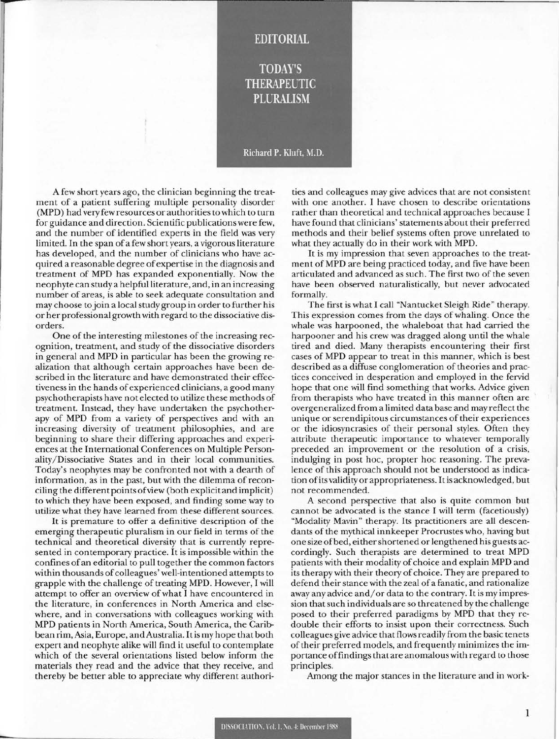# EDITORIAL

# TODAY'S THERAPEUTIC PLURALISM

Richard P. Kluft, M.D.

A few short years ago, the clinician beginning the treatment of a patient suffering multiple personality disorder (MPD) had very few resources or authorities to which to turn for guidance and direction. Scientific publications were few, and the number of identified experts in the field was very limited. In the span of a few short years, a vigorous literature has developed, and the number of clinicians who have acquired a reasonable degree of expertise in the diagnosis and treatment of MPD has expanded exponentially. Now the neophyte can study a helpful literature, and, in an increasing number of areas, is able to seek adequate consultation and may choose to join a local study group in order to further his or her professional growth with regard to the dissociative disorders.

One of the interesting milestones of the increasing recognition, treatment, and study of the dissociative disorders in general and MPD in particular has been the growing realization that although certain approaches have been described in the literature and have demonstrated their effectiveness in the hands of experienced clinicians, a good many psychotherapists have not elected to utilize these methods of treatment. Instead, they have undertaken the psychotherapy of MPD from a variety of perspectives and with an increasing diversity of treatment philosophies, and are beginning to share their differing approaches and experiences at the International Conferences on Multiple Personality/Dissociative States and in their local communities. Today's neophytes may be confronted not with a dearth of information, as in the past, but with the dilemma of reconciling the different points of view (both explicit and implicit) to which they have been exposed, and finding some way to utilize what they have learned from these different sources.

It is premature to offer a definitive description of the emerging therapeutic pluralism in our field in terms of the technical and theoretical diversity that is currently represented in contemporary practice. It is impossible within the confines of an editorial to pull together the common factors within thousands of colleagues' well-intentioned attempts to grapple with the challenge of treating MPD. However, I will attempt to offer an overview of what I have encountered in the literature, in conferences in North America and elsewhere, and in conversations with colleagues working with MPD patients in North America, South America, the Caribbean rim, Asia, Europe, and Australia. It is my hope that both expert and neophyte alike will find it useful to contemplate which of the several orientations listed below inform the materials they read and the advice that they receive, and thereby be better able to appreciate why different authorities and colleagues may give advices that are not consistent with one another. I have chosen to describe orientations rather than theoretical and technical approaches because I have found that clinicians' statements about their preferred methods and their belief systems often prove unrelated to what they actually do in their work with MPD.

It is my impression that seven approaches to the treatment of MPD are being practiced today, and five have been articulated and advanced as such. The first two of the seven have been observed naturalistically, but never advocated formally.

The first is what I call "Nantucket Sleigh Ride" therapy. This expression comes from the days of whaling. Once the whale was harpooned, the whaleboat that had carried the harpooner and his crew was dragged along until the whale tired and died. Many therapists encountering their first cases of MPD appear to treat in this manner, which is best described as a diffuse conglomeration of theories and practices conceived in desperation and employed in the fervid hope that one will find something that works. Advice given from therapists who have treated in this manner often are overgeneralized from a limited data base and may reflect the unique or serendipitous circumstances of their experiences or the idiosyncrasies of their personal styles. Often they attribute therapeutic importance to whatever temporally preceded an improvement or the resolution of a crisis, indulging in post hoc, propter hoc reasoning. The prevalence of this approach should not be understood as indication of its validity or appropriateness. It is acknowledged, but not recommended.

A second perspective that also is quite common but cannot be advocated is the stance I will term (facetiously) "Modality Mavin" therapy. Its practitioners are all descendants of the mythical innkeeper Procrustes who, having but one size of bed, either shortened or lengthened his guests accordingly. Such therapists are determined to treat MPD patients with their modality of choice and explain MPD and its therapy with their theory of choice. They are prepared to defend their stance with the zeal of a fanatic, and rationalize away any advice and/or data to the contrary. It is my impression that such individuals are so threatened by the challenge posed to their preferred paradigms by MPD that they redouble their efforts to insist upon their correctness. Such colleagues give advice that flows readily from the basic tenets of their preferred models, and frequently minimizes the importance of findings that are anomalous with regard to those principles.

Among the major stances in the literature and in work-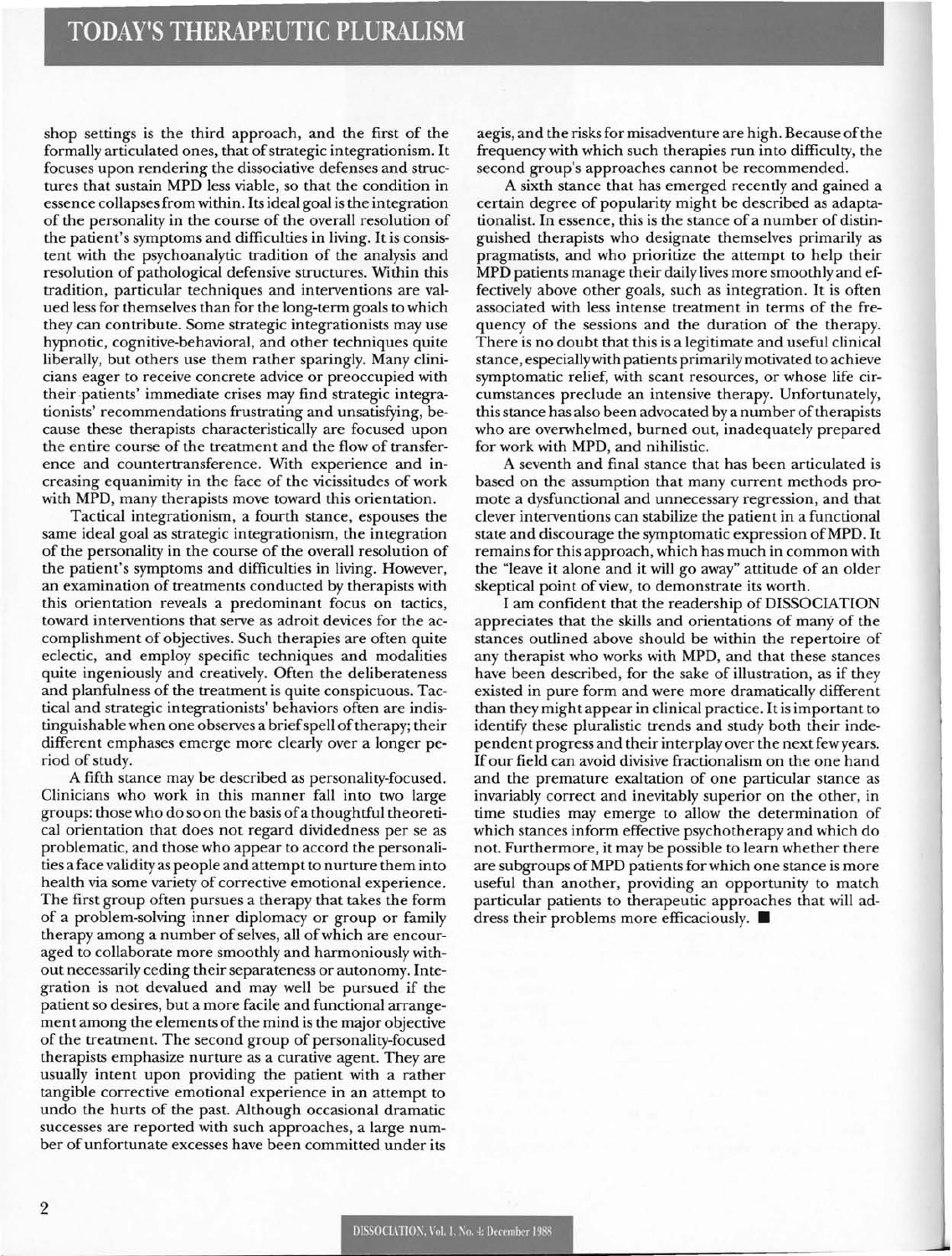shop settings is the third approach, and the first of the formally articulated ones, that of strategic integrationism. It focuses upon rendering the dissociative defenses and structures that sustain MPD less viable, so that the condition in essence collapses from within. Its ideal goal is the integration of the personality in the course of the overall resolution of the patient's symptoms and difficulties in living. It is consistent with the psychoanalytic tradition of the analysis and resolution of pathological defensive structures. Within this tradition, particular techniques and interventions are valued less for themselves than for the long-term goals to which they can contribute. Some strategic integrationists may use hypnotic, cognitive-behavioral, and other techniques quite liberally, but others use them rather sparingly. Many clinicians eager to receive concrete advice or preoccupied with their patients' immediate crises may find strategic integrationists' recommendations frustrating and unsatisfying, because these therapists characteristically are focused upon the entire course of the treatment and the flow of transference and countertransference. With experience and increasing equanimity in the face of the vicissitudes of work with MPD, many therapists move toward this orientation.

Tactical integrationism, a fourth stance, espouses the same ideal goal as strategic integrationism, the integration of the personality in the course of the overall resolution of the patient's symptoms and difficulties in living. However, an examination of treatments conducted by therapists with this orientation reveals a predominant focus on tactics, toward interventions that serve as adroit devices for the accomplishment of objectives. Such therapies are often quite eclectic, and employ specific techniques and modalities quite ingeniously and creatively. Often the deliberateness and planfulness of the treatment is quite conspicuous. Tactical and strategic integrationists' behaviors often are indistinguishable when one observes a brief spell of therapy; their different emphases emerge more clearly over a longer period of study.

A fifth stance may be described as personality-focused. Clinicians who work in this manner fall into two large groups: those who do so on the basis of a thoughtful theoretical orientation that does not regard dividedness per se as problematic, and those who appear to accord the personalities a face validity as people and attempt to nurture them into health via some variety of corrective emotional experience. The first group often pursues a therapy that takes the form of a problem-solving inner diplomacy or group or family therapy among a number of selves, all of which are encouraged to collaborate more smoothly and harmoniously without necessarily ceding their separateness or autonomy. Integration is not devalued and may well be pursued if the patient so desires, but a more facile and functional arrangement among the elements of the mind is the major objective of the treatment. The second group of personality-focused therapists emphasize nurture as a curative agent. They are usually intent upon providing the patient with a rather tangible corrective emotional experience in an attempt to undo the hurts of the past. Although occasional dramatic successes are reported with such approaches, a large number of unfortunate excesses have been committed under its aegis, and the risks for misadventure are high. Because of the frequency with which such therapies run into difficulty, the second group's approaches cannot be recommended.

A sixth stance that has emerged recently and gained a certain degree of popularity might be described as adaptationalist. In essence, this is the stance of a number of distinguished therapists who designate themselves primarily as pragmatists, and who prioritize the attempt to help their MPD patients manage their daily lives more smoothly and effectively above other goals, such as integration. It is often associated with less intense treatment in terms of the frequency of the sessions and the duration of the therapy. There is no doubt that this is a legitimate and useful clinical stance, especially with patients primarily motivated to achieve symptomatic relief, with scant resources, or whose life circumstances preclude an intensive therapy. Unfortunately, this stance has also been advocated by a number of therapists who are overwhelmed, burned out, inadequately prepared for work with MPD, and nihilistic.

A seventh and final stance that has been articulated is based on the assumption that many current methods promote a dysfunctional and unnecessary regression, and that clever interventions can stabilize the patient in a functional state and discourage the symptomatic expression of MPD. It remains for this approach, which has much in common with the "leave it alone and it will go away" attitude of an older skeptical point of view, to demonstrate its worth.

I am confident that the readership of DISSOCIATION appreciates that the skills and orientations of many of the stances outlined above should be within the repertoire of any therapist who works with MPD, and that these stances have been described, for the sake of illustration, as if they existed in pure form and were more dramatically different than they might appear in clinical practice. It is important to identify these pluralistic trends and study both their independent progress and their interplay over the next few years. If our field can avoid divisive fractionalism on the one hand and the premature exaltation of one particular stance as invariably correct and inevitably superior on the other, in time studies may emerge to allow the determination of which stances inform effective psychotherapy and which do not. Furthermore, it may be possible to learn whether there are subgroups of MPD patients for which one stance is more useful than another, providing an opportunity to match particular patients to therapeutic approaches that will address their problems more efficaciously. ■